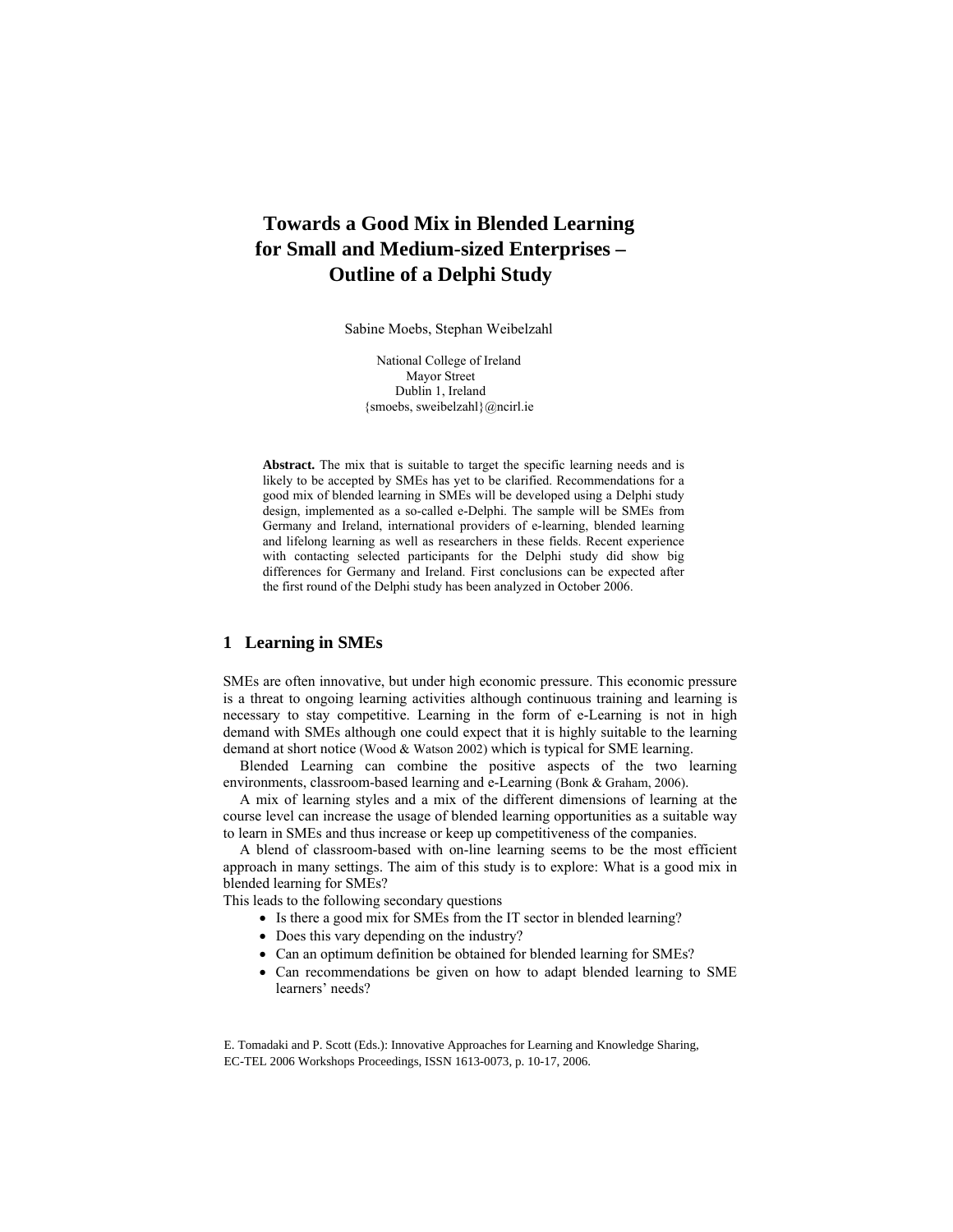# Towards a Good Mix in Blended Learning for Small and Medium-sized Enterprises – Outline of a Delphi Study

Sabine Moebs, Stephan Weibelzahl

National College of Ireland
Mayor Street
Dublin 1, Ireland
{smoebs, sweibelzahl}@ncirl.ie

**Abstract.** The mix that is suitable to target the specific learning needs and is likely to be accepted by SMEs has yet to be clarified. Recommendations for a good mix of blended learning in SMEs will be developed using a Delphi study design, implemented as a so-called e-Delphi. The sample will be SMEs from Germany and Ireland, international providers of e-learning, blended learning and lifelong learning as well as researchers in these fields. Recent experience with contacting selected participants for the Delphi study did show big differences for Germany and Ireland. First conclusions can be expected after the first round of the Delphi study has been analyzed in October 2006.

## 1 Learning in SMEs

SMEs are often innovative, but under high economic pressure. This economic pressure is a threat to ongoing learning activities although continuous training and learning is necessary to stay competitive. Learning in the form of e-Learning is not in high demand with SMEs although one could expect that it is highly suitable to the learning demand at short notice (Wood & Watson 2002) which is typical for SME learning.

Blended Learning can combine the positive aspects of the two learning environments, classroom-based learning and e-Learning (Bonk & Graham, 2006).

A mix of learning styles and a mix of the different dimensions of learning at the course level can increase the usage of blended learning opportunities as a suitable way to learn in SMEs and thus increase or keep up competitiveness of the companies.

A blend of classroom-based with on-line learning seems to be the most efficient approach in many settings. The aim of this study is to explore: What is a good mix in blended learning for SMEs?

This leads to the following secondary questions

- Is there a good mix for SMEs from the IT sector in blended learning?
- Does this vary depending on the industry?
- Can an optimum definition be obtained for blended learning for SMEs?
- Can recommendations be given on how to adapt blended learning to SME learners' needs?

E. Tomadaki and P. Scott (Eds.): Innovative Approaches for Learning and Knowledge Sharing, EC-TEL 2006 Workshops Proceedings, ISSN 1613-0073, p. 10-17, 2006.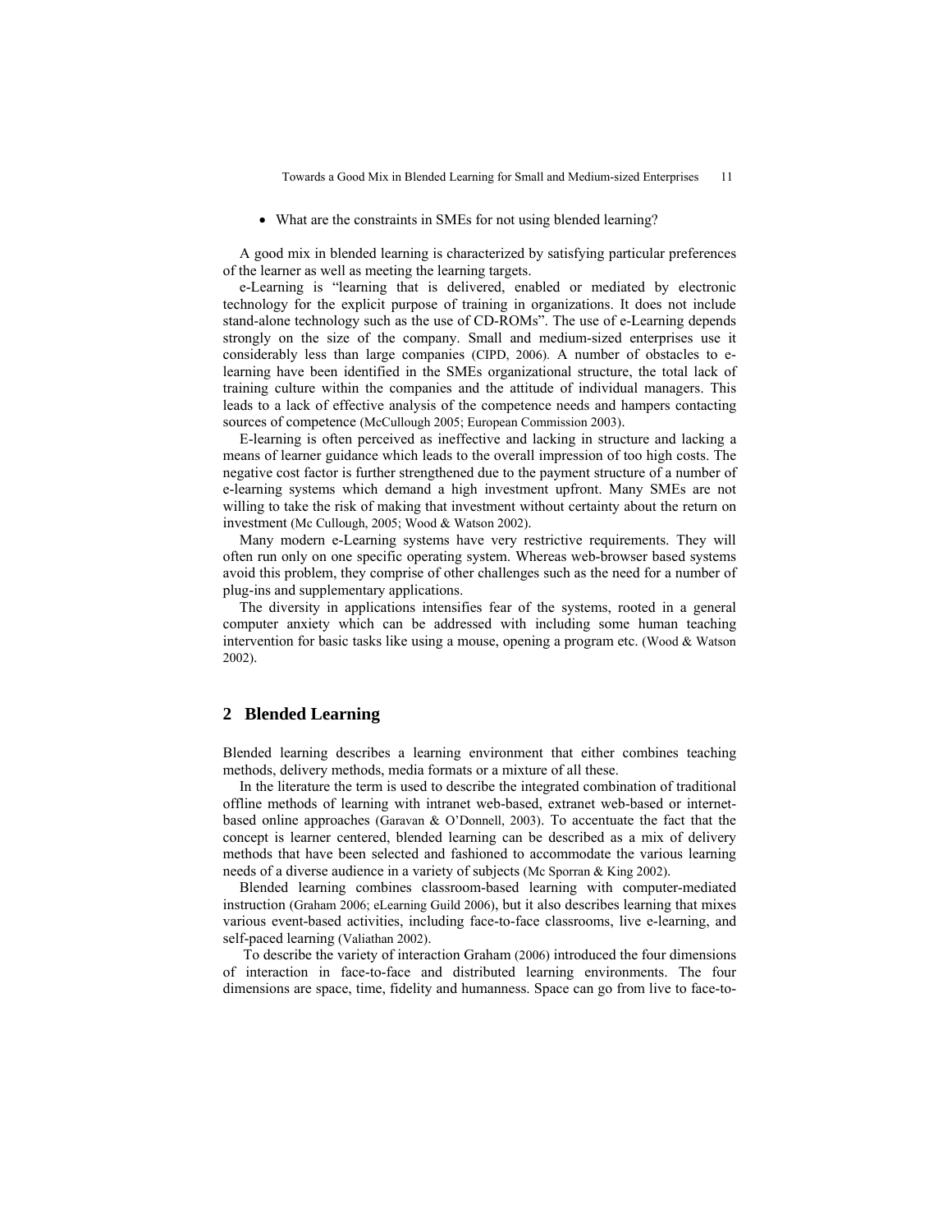- What are the constraints in SMEs for not using blended learning?

A good mix in blended learning is characterized by satisfying particular preferences of the learner as well as meeting the learning targets.

e-Learning is "learning that is delivered, enabled or mediated by electronic technology for the explicit purpose of training in organizations. It does not include stand-alone technology such as the use of CD-ROMs". The use of e-Learning depends strongly on the size of the company. Small and medium-sized enterprises use it considerably less than large companies (CIPD, 2006). A number of obstacles to e-learning have been identified in the SMEs organizational structure, the total lack of training culture within the companies and the attitude of individual managers. This leads to a lack of effective analysis of the competence needs and hampers contacting sources of competence (McCullough 2005; European Commission 2003).

E-learning is often perceived as ineffective and lacking in structure and lacking a means of learner guidance which leads to the overall impression of too high costs. The negative cost factor is further strengthened due to the payment structure of a number of e-learning systems which demand a high investment upfront. Many SMEs are not willing to take the risk of making that investment without certainty about the return on investment (Mc Cullough, 2005; Wood & Watson 2002).

Many modern e-Learning systems have very restrictive requirements. They will often run only on one specific operating system. Whereas web-browser based systems avoid this problem, they comprise of other challenges such as the need for a number of plug-ins and supplementary applications.

The diversity in applications intensifies fear of the systems, rooted in a general computer anxiety which can be addressed with including some human teaching intervention for basic tasks like using a mouse, opening a program etc. (Wood & Watson 2002).

## 2 Blended Learning

Blended learning describes a learning environment that either combines teaching methods, delivery methods, media formats or a mixture of all these.

In the literature the term is used to describe the integrated combination of traditional offline methods of learning with intranet web-based, extranet web-based or internet-based online approaches (Garavan & O'Donnell, 2003). To accentuate the fact that the concept is learner centered, blended learning can be described as a mix of delivery methods that have been selected and fashioned to accommodate the various learning needs of a diverse audience in a variety of subjects (Mc Sporran & King 2002).

Blended learning combines classroom-based learning with computer-mediated instruction (Graham 2006; eLearning Guild 2006), but it also describes learning that mixes various event-based activities, including face-to-face classrooms, live e-learning, and self-paced learning (Valiathan 2002).

To describe the variety of interaction Graham (2006) introduced the four dimensions of interaction in face-to-face and distributed learning environments. The four dimensions are space, time, fidelity and humanness. Space can go from live to face-to-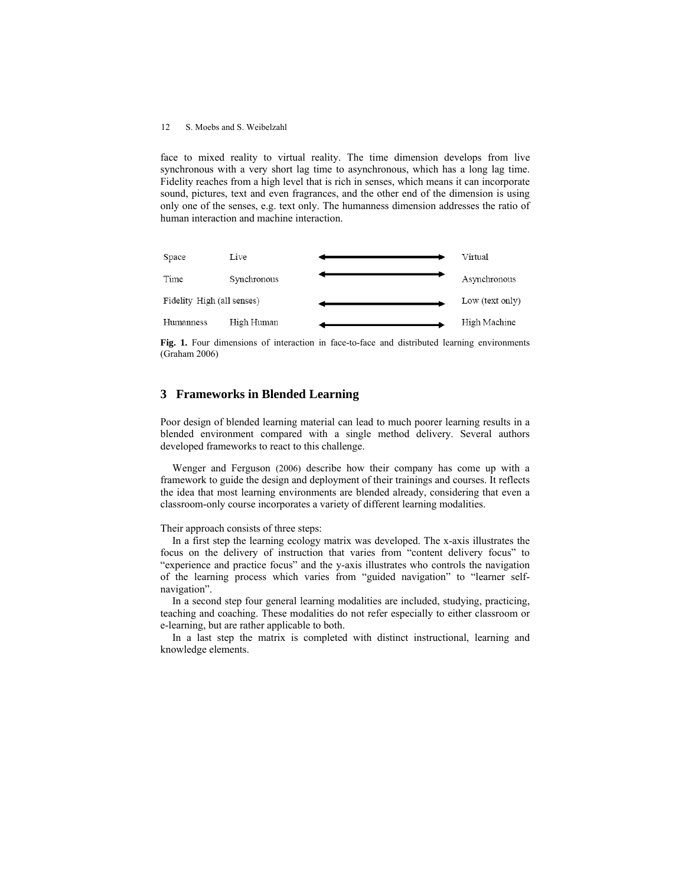face to mixed reality to virtual reality. The time dimension develops from live synchronous with a very short lag time to asynchronous, which has a long lag time. Fidelity reaches from a high level that is rich in senses, which means it can incorporate sound, pictures, text and even fragrances, and the other end of the dimension is using only one of the senses, e.g. text only. The humanness dimension addresses the ratio of human interaction and machine interaction.

| Dimension | From | | To |
|---|---|---|---|
| Space | Live | ⟷ | Virtual |
| Time | Synchronous | ⟷ | Asynchronous |
| Fidelity | High (all senses) | ⟷ | Low (text only) |
| Humanness | High Human | ⟷ | High Machine |

**Fig. 1.** Four dimensions of interaction in face-to-face and distributed learning environments (Graham 2006)

## 3 Frameworks in Blended Learning

Poor design of blended learning material can lead to much poorer learning results in a blended environment compared with a single method delivery. Several authors developed frameworks to react to this challenge.

Wenger and Ferguson (2006) describe how their company has come up with a framework to guide the design and deployment of their trainings and courses. It reflects the idea that most learning environments are blended already, considering that even a classroom-only course incorporates a variety of different learning modalities.

Their approach consists of three steps:

In a first step the learning ecology matrix was developed. The x-axis illustrates the focus on the delivery of instruction that varies from "content delivery focus" to "experience and practice focus" and the y-axis illustrates who controls the navigation of the learning process which varies from "guided navigation" to "learner self-navigation".

In a second step four general learning modalities are included, studying, practicing, teaching and coaching. These modalities do not refer especially to either classroom or e-learning, but are rather applicable to both.

In a last step the matrix is completed with distinct instructional, learning and knowledge elements.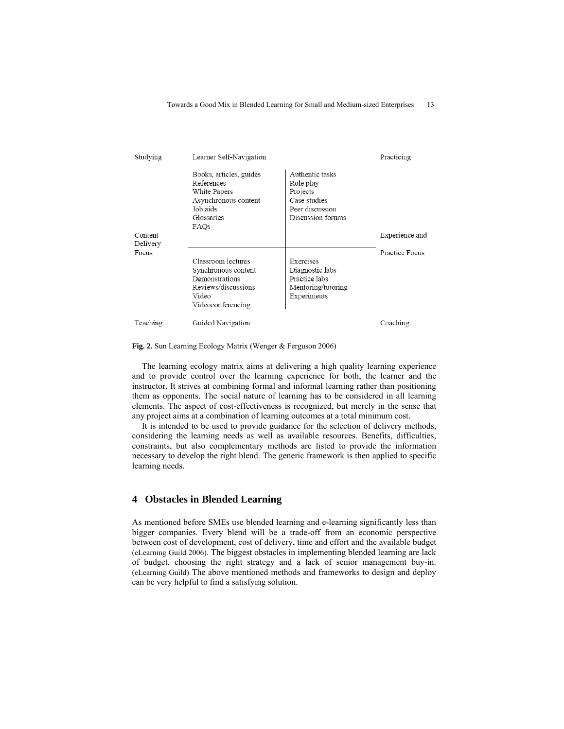| Studying | Learner Self-Navigation | | Practicing |
|---|---|---|---|
| | Books, articles, guides<br>References<br>White Papers<br>Asynchronous content<br>Job aids<br>Glossaries<br>FAQs | Authentic tasks<br>Role play<br>Projects<br>Case studies<br>Peer discussion<br>Discussion forums | |
| Content Delivery Focus | | | Experience and Practice Focus |
| | Classroom lectures<br>Synchronous content<br>Demonstrations<br>Reviews/discussions<br>Video<br>Videoconferencing | Exercises<br>Diagnostic labs<br>Practice labs<br>Mentoring/tutoring<br>Experiments | |
| Teaching | Guided Navigation | | Coaching |

**Fig. 2.** Sun Learning Ecology Matrix (Wenger & Ferguson 2006)

The learning ecology matrix aims at delivering a high quality learning experience and to provide control over the learning experience for both, the learner and the instructor. It strives at combining formal and informal learning rather than positioning them as opponents. The social nature of learning has to be considered in all learning elements. The aspect of cost-effectiveness is recognized, but merely in the sense that any project aims at a combination of learning outcomes at a total minimum cost.

It is intended to be used to provide guidance for the selection of delivery methods, considering the learning needs as well as available resources. Benefits, difficulties, constraints, but also complementary methods are listed to provide the information necessary to develop the right blend. The generic framework is then applied to specific learning needs.

## 4 Obstacles in Blended Learning

As mentioned before SMEs use blended learning and e-learning significantly less than bigger companies. Every blend will be a trade-off from an economic perspective between cost of development, cost of delivery, time and effort and the available budget (eLearning Guild 2006). The biggest obstacles in implementing blended learning are lack of budget, choosing the right strategy and a lack of senior management buy-in. (eLearning Guild) The above mentioned methods and frameworks to design and deploy can be very helpful to find a satisfying solution.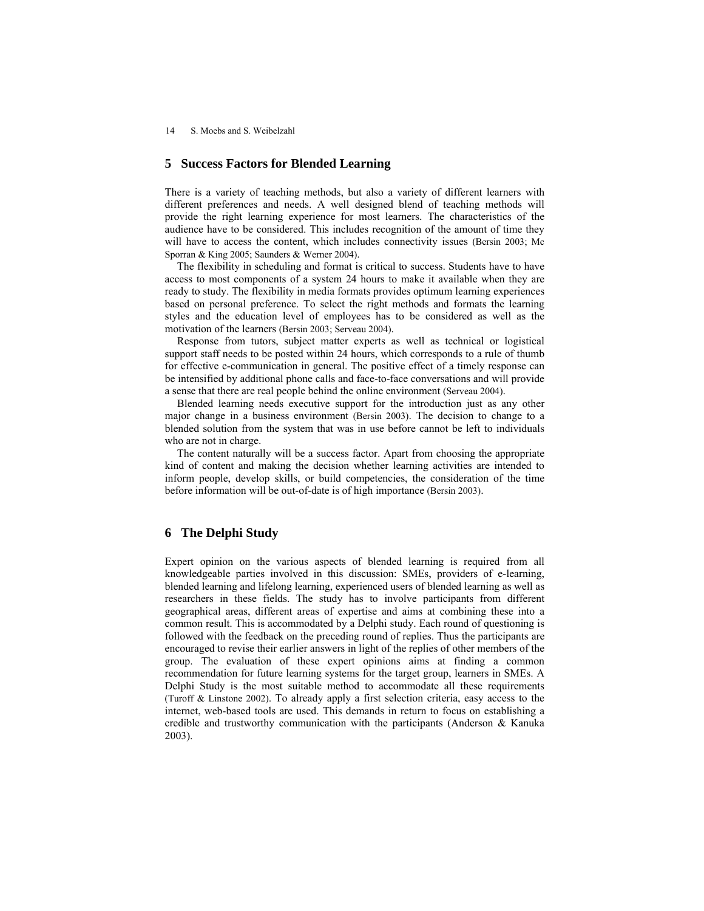## 5 Success Factors for Blended Learning

There is a variety of teaching methods, but also a variety of different learners with different preferences and needs. A well designed blend of teaching methods will provide the right learning experience for most learners. The characteristics of the audience have to be considered. This includes recognition of the amount of time they will have to access the content, which includes connectivity issues (Bersin 2003; Mc Sporran & King 2005; Saunders & Werner 2004).

The flexibility in scheduling and format is critical to success. Students have to have access to most components of a system 24 hours to make it available when they are ready to study. The flexibility in media formats provides optimum learning experiences based on personal preference. To select the right methods and formats the learning styles and the education level of employees has to be considered as well as the motivation of the learners (Bersin 2003; Serveau 2004).

Response from tutors, subject matter experts as well as technical or logistical support staff needs to be posted within 24 hours, which corresponds to a rule of thumb for effective e-communication in general. The positive effect of a timely response can be intensified by additional phone calls and face-to-face conversations and will provide a sense that there are real people behind the online environment (Serveau 2004).

Blended learning needs executive support for the introduction just as any other major change in a business environment (Bersin 2003). The decision to change to a blended solution from the system that was in use before cannot be left to individuals who are not in charge.

The content naturally will be a success factor. Apart from choosing the appropriate kind of content and making the decision whether learning activities are intended to inform people, develop skills, or build competencies, the consideration of the time before information will be out-of-date is of high importance (Bersin 2003).

## 6 The Delphi Study

Expert opinion on the various aspects of blended learning is required from all knowledgeable parties involved in this discussion: SMEs, providers of e-learning, blended learning and lifelong learning, experienced users of blended learning as well as researchers in these fields. The study has to involve participants from different geographical areas, different areas of expertise and aims at combining these into a common result. This is accommodated by a Delphi study. Each round of questioning is followed with the feedback on the preceding round of replies. Thus the participants are encouraged to revise their earlier answers in light of the replies of other members of the group. The evaluation of these expert opinions aims at finding a common recommendation for future learning systems for the target group, learners in SMEs. A Delphi Study is the most suitable method to accommodate all these requirements (Turoff & Linstone 2002). To already apply a first selection criteria, easy access to the internet, web-based tools are used. This demands in return to focus on establishing a credible and trustworthy communication with the participants (Anderson & Kanuka 2003).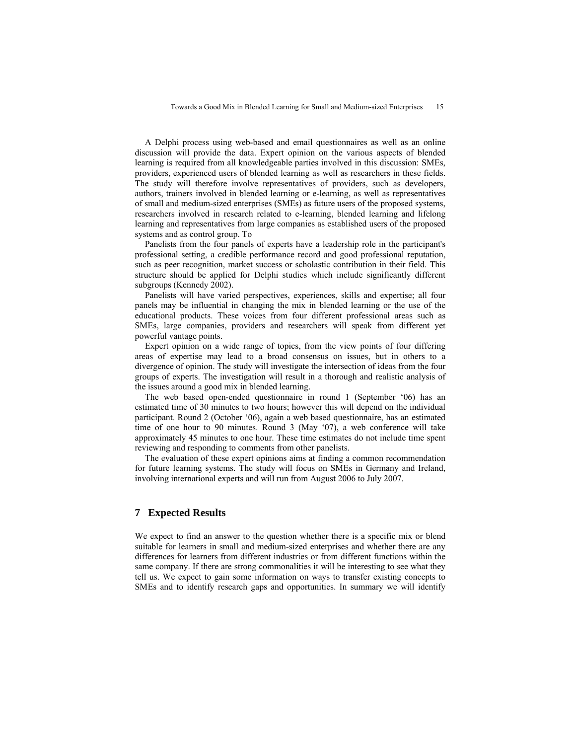A Delphi process using web-based and email questionnaires as well as an online discussion will provide the data. Expert opinion on the various aspects of blended learning is required from all knowledgeable parties involved in this discussion: SMEs, providers, experienced users of blended learning as well as researchers in these fields. The study will therefore involve representatives of providers, such as developers, authors, trainers involved in blended learning or e-learning, as well as representatives of small and medium-sized enterprises (SMEs) as future users of the proposed systems, researchers involved in research related to e-learning, blended learning and lifelong learning and representatives from large companies as established users of the proposed systems and as control group. To

Panelists from the four panels of experts have a leadership role in the participant's professional setting, a credible performance record and good professional reputation, such as peer recognition, market success or scholastic contribution in their field. This structure should be applied for Delphi studies which include significantly different subgroups (Kennedy 2002).

Panelists will have varied perspectives, experiences, skills and expertise; all four panels may be influential in changing the mix in blended learning or the use of the educational products. These voices from four different professional areas such as SMEs, large companies, providers and researchers will speak from different yet powerful vantage points.

Expert opinion on a wide range of topics, from the view points of four differing areas of expertise may lead to a broad consensus on issues, but in others to a divergence of opinion. The study will investigate the intersection of ideas from the four groups of experts. The investigation will result in a thorough and realistic analysis of the issues around a good mix in blended learning.

The web based open-ended questionnaire in round 1 (September '06) has an estimated time of 30 minutes to two hours; however this will depend on the individual participant. Round 2 (October '06), again a web based questionnaire, has an estimated time of one hour to 90 minutes. Round 3 (May '07), a web conference will take approximately 45 minutes to one hour. These time estimates do not include time spent reviewing and responding to comments from other panelists.

The evaluation of these expert opinions aims at finding a common recommendation for future learning systems. The study will focus on SMEs in Germany and Ireland, involving international experts and will run from August 2006 to July 2007.

## 7 Expected Results

We expect to find an answer to the question whether there is a specific mix or blend suitable for learners in small and medium-sized enterprises and whether there are any differences for learners from different industries or from different functions within the same company. If there are strong commonalities it will be interesting to see what they tell us. We expect to gain some information on ways to transfer existing concepts to SMEs and to identify research gaps and opportunities. In summary we will identify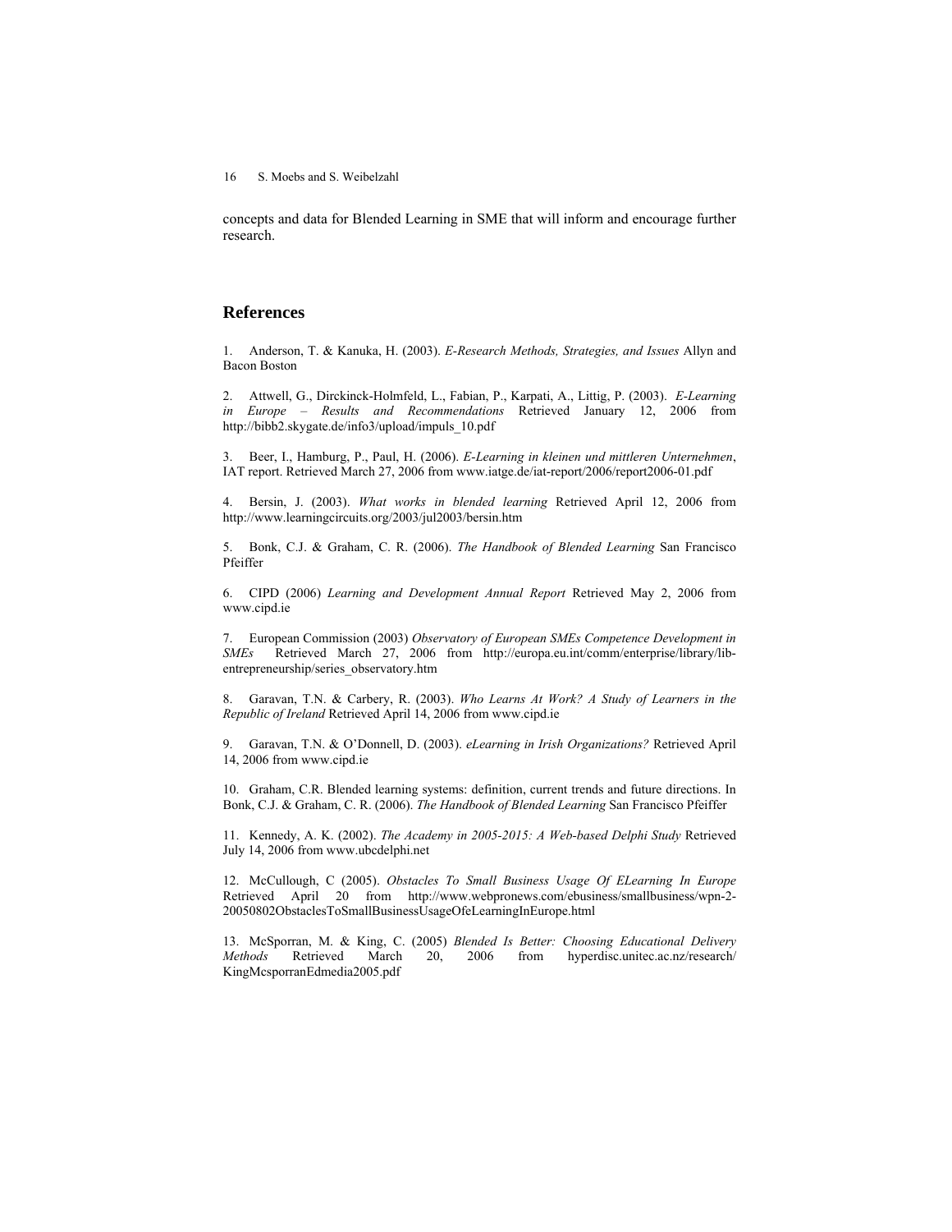concepts and data for Blended Learning in SME that will inform and encourage further research.

## References

1. Anderson, T. & Kanuka, H. (2003). *E-Research Methods, Strategies, and Issues* Allyn and Bacon Boston

2. Attwell, G., Dirckinck-Holmfeld, L., Fabian, P., Karpati, A., Littig, P. (2003). *E-Learning in Europe – Results and Recommendations* Retrieved January 12, 2006 from http://bibb2.skygate.de/info3/upload/impuls_10.pdf

3. Beer, I., Hamburg, P., Paul, H. (2006). *E-Learning in kleinen und mittleren Unternehmen*, IAT report. Retrieved March 27, 2006 from www.iatge.de/iat-report/2006/report2006-01.pdf

4. Bersin, J. (2003). *What works in blended learning* Retrieved April 12, 2006 from http://www.learningcircuits.org/2003/jul2003/bersin.htm

5. Bonk, C.J. & Graham, C. R. (2006). *The Handbook of Blended Learning* San Francisco Pfeiffer

6. CIPD (2006) *Learning and Development Annual Report* Retrieved May 2, 2006 from www.cipd.ie

7. European Commission (2003) *Observatory of European SMEs Competence Development in SMEs* Retrieved March 27, 2006 from http://europa.eu.int/comm/enterprise/library/lib-entrepreneurship/series_observatory.htm

8. Garavan, T.N. & Carbery, R. (2003). *Who Learns At Work? A Study of Learners in the Republic of Ireland* Retrieved April 14, 2006 from www.cipd.ie

9. Garavan, T.N. & O'Donnell, D. (2003). *eLearning in Irish Organizations?* Retrieved April 14, 2006 from www.cipd.ie

10. Graham, C.R. Blended learning systems: definition, current trends and future directions. In Bonk, C.J. & Graham, C. R. (2006). *The Handbook of Blended Learning* San Francisco Pfeiffer

11. Kennedy, A. K. (2002). *The Academy in 2005-2015: A Web-based Delphi Study* Retrieved July 14, 2006 from www.ubcdelphi.net

12. McCullough, C (2005). *Obstacles To Small Business Usage Of ELearning In Europe* Retrieved April 20 from http://www.webpronews.com/ebusiness/smallbusiness/wpn-2-20050802ObstaclesToSmallBusinessUsageOfeLearningInEurope.html

13. McSporran, M. & King, C. (2005) *Blended Is Better: Choosing Educational Delivery Methods* Retrieved March 20, 2006 from hyperdisc.unitec.ac.nz/research/KingMcsporranEdmedia2005.pdf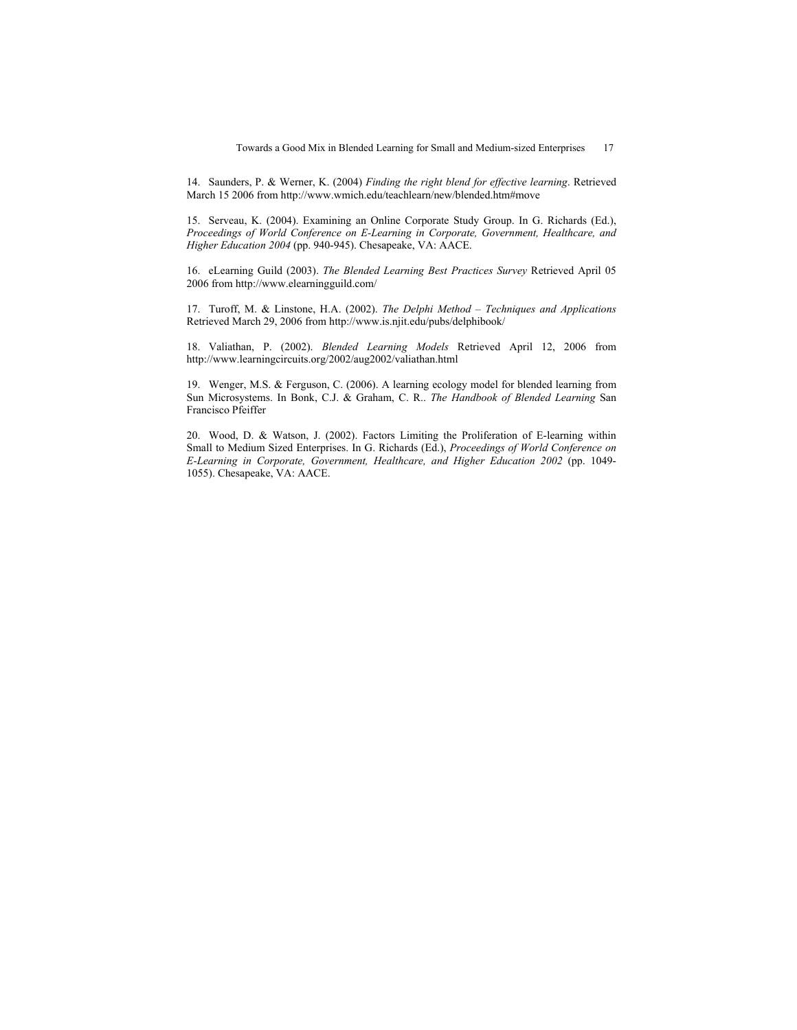14. Saunders, P. & Werner, K. (2004) *Finding the right blend for effective learning*. Retrieved March 15 2006 from http://www.wmich.edu/teachlearn/new/blended.htm#move

15. Serveau, K. (2004). Examining an Online Corporate Study Group. In G. Richards (Ed.), *Proceedings of World Conference on E-Learning in Corporate, Government, Healthcare, and Higher Education 2004* (pp. 940-945). Chesapeake, VA: AACE.

16. eLearning Guild (2003). *The Blended Learning Best Practices Survey* Retrieved April 05 2006 from http://www.elearningguild.com/

17. Turoff, M. & Linstone, H.A. (2002). *The Delphi Method – Techniques and Applications* Retrieved March 29, 2006 from http://www.is.njit.edu/pubs/delphibook/

18. Valiathan, P. (2002). *Blended Learning Models* Retrieved April 12, 2006 from http://www.learningcircuits.org/2002/aug2002/valiathan.html

19. Wenger, M.S. & Ferguson, C. (2006). A learning ecology model for blended learning from Sun Microsystems. In Bonk, C.J. & Graham, C. R.. *The Handbook of Blended Learning* San Francisco Pfeiffer

20. Wood, D. & Watson, J. (2002). Factors Limiting the Proliferation of E-learning within Small to Medium Sized Enterprises. In G. Richards (Ed.), *Proceedings of World Conference on E-Learning in Corporate, Government, Healthcare, and Higher Education 2002* (pp. 1049-1055). Chesapeake, VA: AACE.